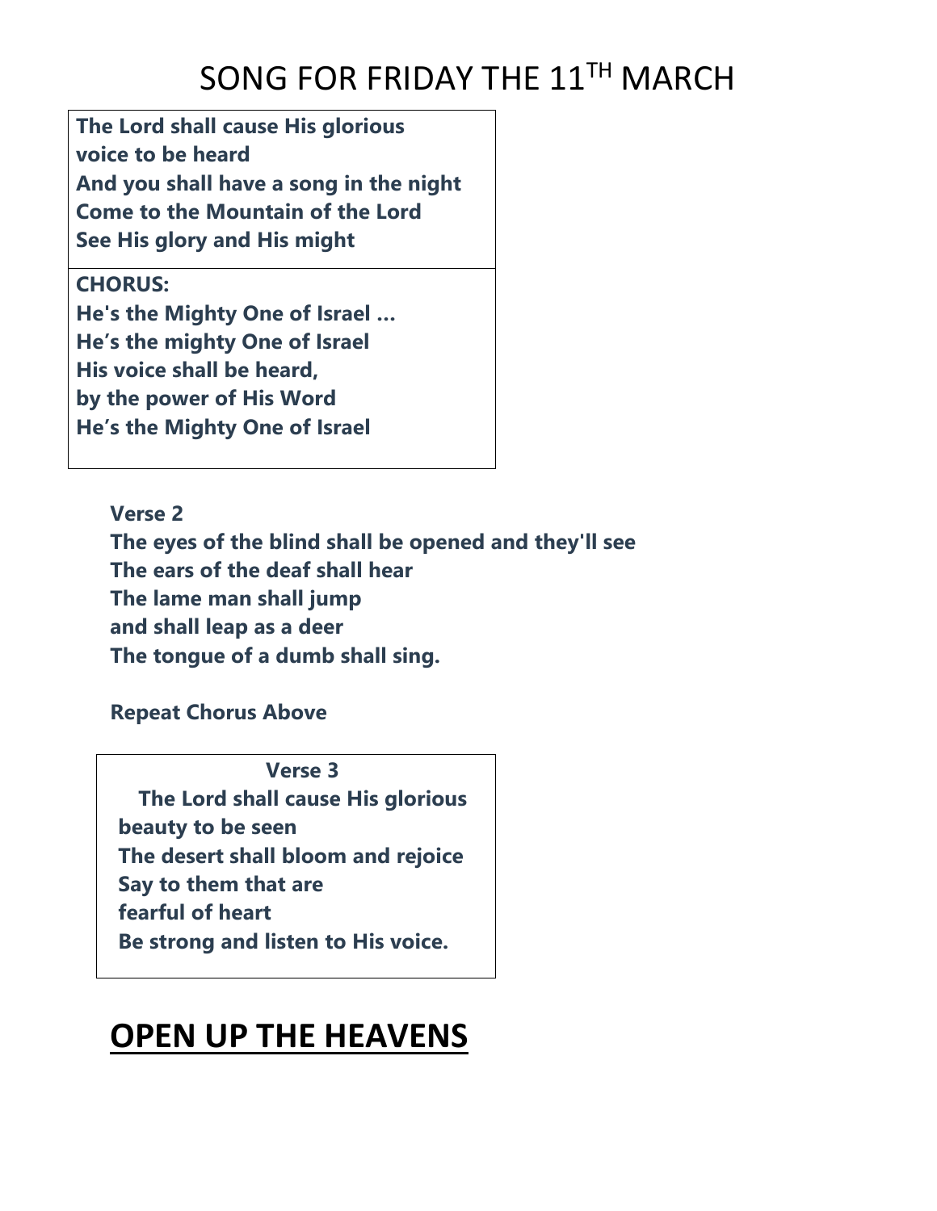# SONG FOR FRIDAY THE 11TH MARCH

**The Lord shall cause His glorious voice to be heard**
**And you shall have a song in the night**
**Come to the Mountain of the Lord**
**See His glory and His might**

**CHORUS:**
**He's the Mighty One of Israel …**
**He's the mighty One of Israel**
**His voice shall be heard,**
**by the power of His Word**
**He's the Mighty One of Israel**

**Verse 2**
**The eyes of the blind shall be opened and they'll see**
**The ears of the deaf shall hear**
**The lame man shall jump**
**and shall leap as a deer**
**The tongue of a dumb shall sing.**

**Repeat Chorus Above**

**Verse 3**
**The Lord shall cause His glorious beauty to be seen**
**The desert shall bloom and rejoice**
**Say to them that are**
**fearful of heart**
**Be strong and listen to His voice.**

## OPEN UP THE HEAVENS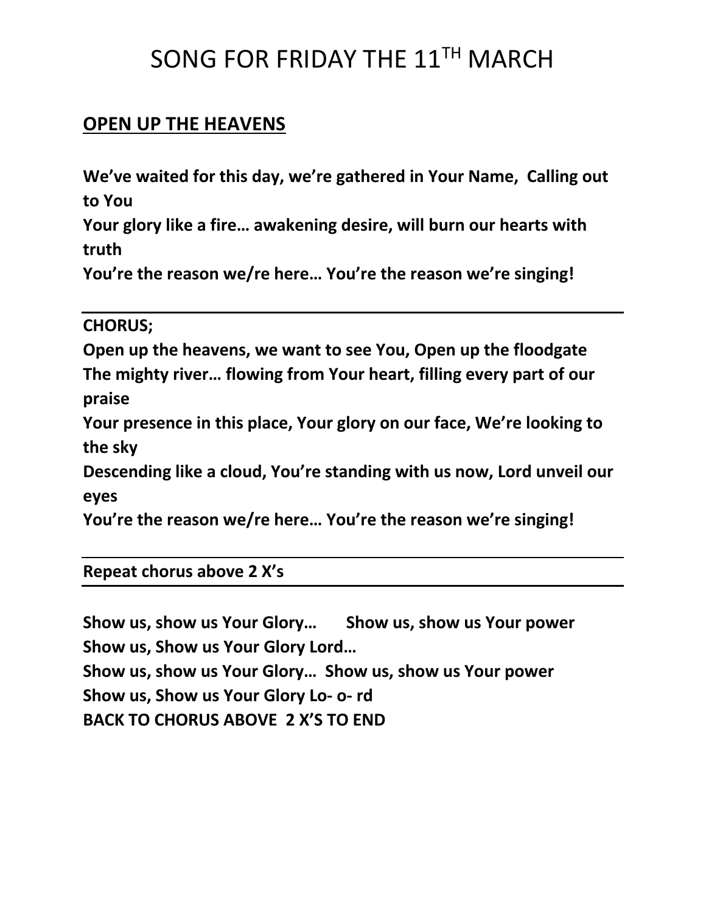# SONG FOR FRIDAY THE 11TH MARCH

## OPEN UP THE HEAVENS

**We've waited for this day, we're gathered in Your Name,  Calling out to You**
**Your glory like a fire… awakening desire, will burn our hearts with truth**
**You're the reason we/re here… You're the reason we're singing!**

---

**CHORUS;**
**Open up the heavens, we want to see You, Open up the floodgate**
**The mighty river… flowing from Your heart, filling every part of our praise**
**Your presence in this place, Your glory on our face, We're looking to the sky**
**Descending like a cloud, You're standing with us now, Lord unveil our eyes**
**You're the reason we/re here… You're the reason we're singing!**

---

**Repeat chorus above 2 X's**

---

**Show us, show us Your Glory…       Show us, show us Your power**
**Show us, Show us Your Glory Lord…**
**Show us, show us Your Glory…  Show us, show us Your power**
**Show us, Show us Your Glory Lo- o- rd**
**BACK TO CHORUS ABOVE  2 X'S TO END**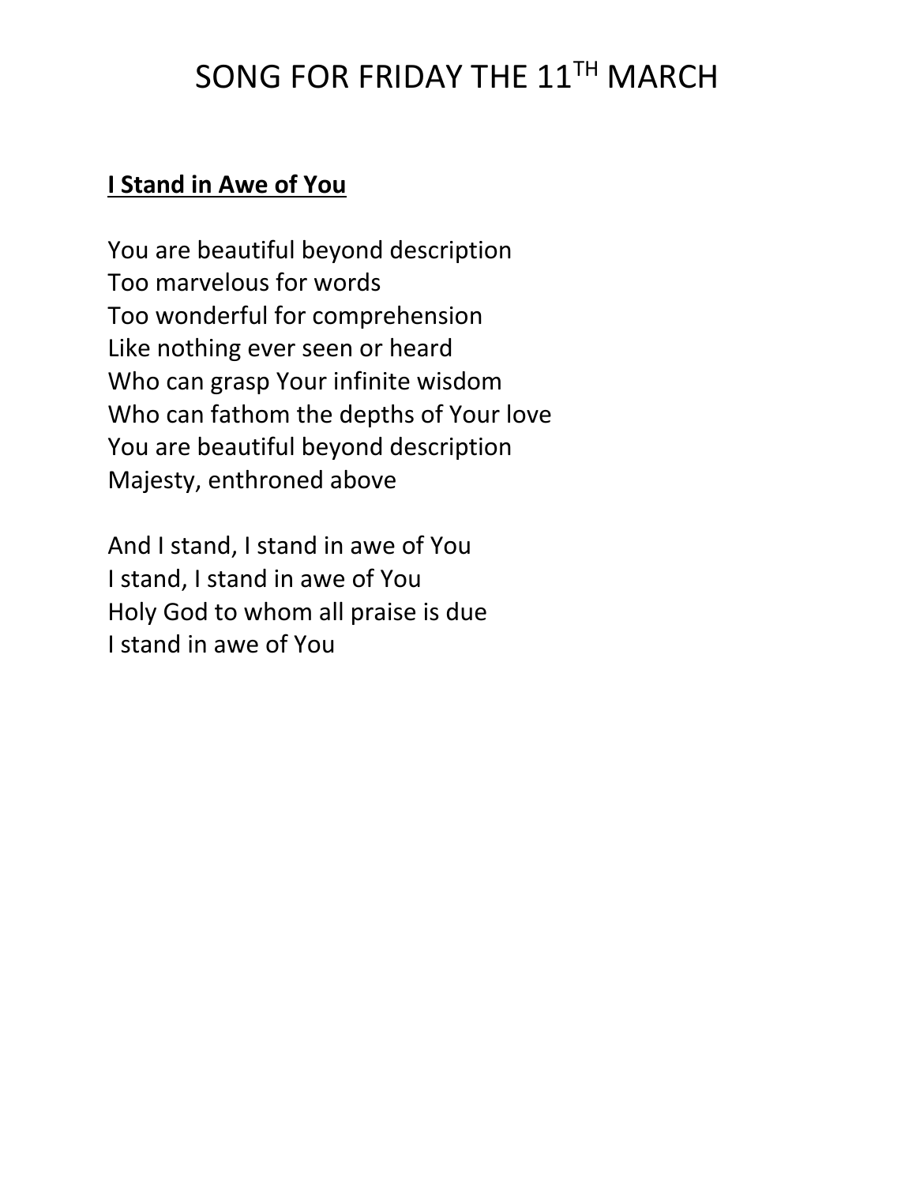# SONG FOR FRIDAY THE 11TH MARCH

**I Stand in Awe of You**

You are beautiful beyond description
Too marvelous for words
Too wonderful for comprehension
Like nothing ever seen or heard
Who can grasp Your infinite wisdom
Who can fathom the depths of Your love
You are beautiful beyond description
Majesty, enthroned above

And I stand, I stand in awe of You
I stand, I stand in awe of You
Holy God to whom all praise is due
I stand in awe of You